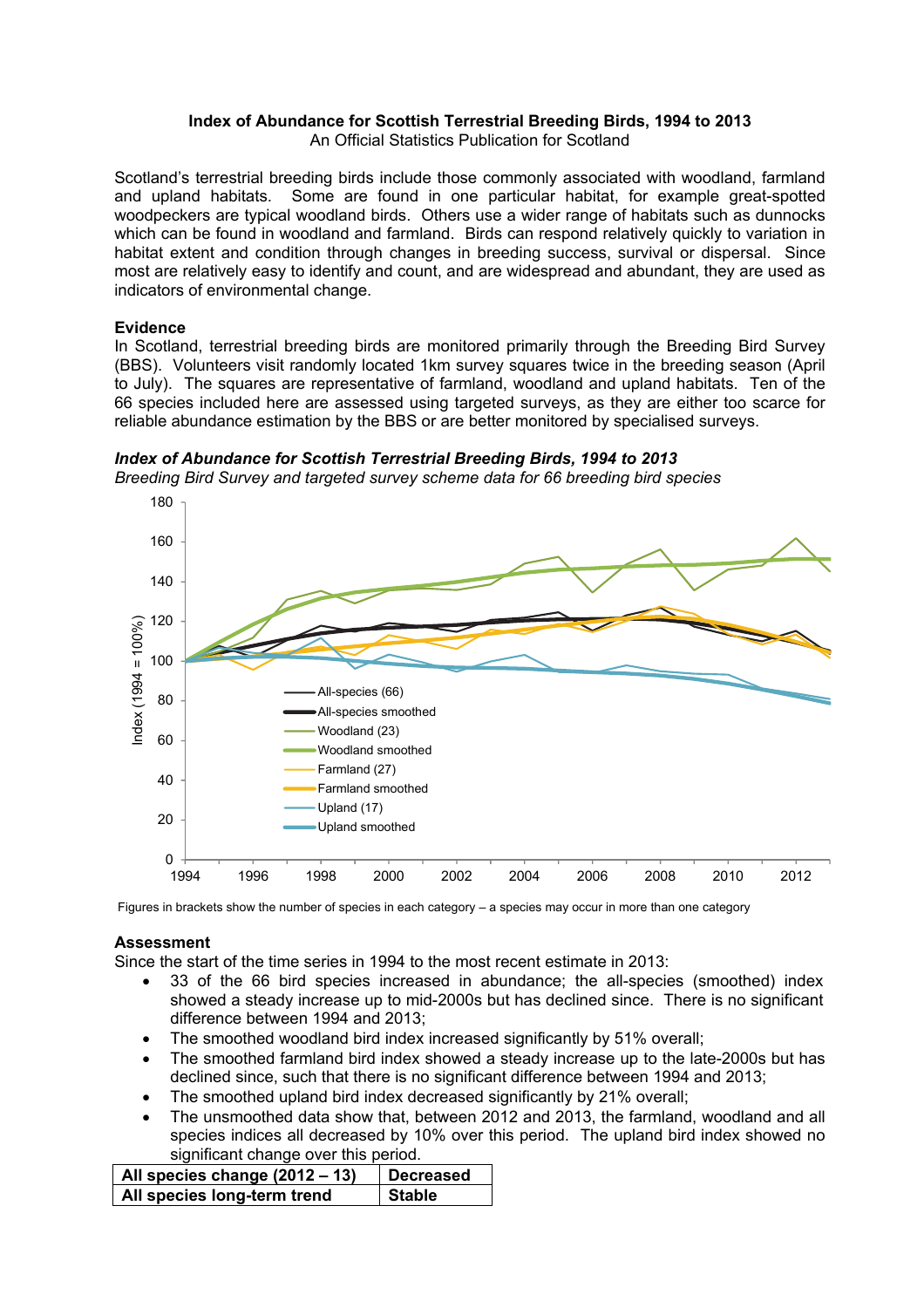**Index of Abundance for Scottish Terrestrial Breeding Birds, 1994 to 2013**
An Official Statistics Publication for Scotland

Scotland's terrestrial breeding birds include those commonly associated with woodland, farmland and upland habitats. Some are found in one particular habitat, for example great-spotted woodpeckers are typical woodland birds. Others use a wider range of habitats such as dunnocks which can be found in woodland and farmland. Birds can respond relatively quickly to variation in habitat extent and condition through changes in breeding success, survival or dispersal. Since most are relatively easy to identify and count, and are widespread and abundant, they are used as indicators of environmental change.

### Evidence

In Scotland, terrestrial breeding birds are monitored primarily through the Breeding Bird Survey (BBS). Volunteers visit randomly located 1km survey squares twice in the breeding season (April to July). The squares are representative of farmland, woodland and upland habitats. Ten of the 66 species included here are assessed using targeted surveys, as they are either too scarce for reliable abundance estimation by the BBS or are better monitored by specialised surveys.

***Index of Abundance for Scottish Terrestrial Breeding Birds, 1994 to 2013***
*Breeding Bird Survey and targeted survey scheme data for 66 breeding bird species*

Figures in brackets show the number of species in each category – a species may occur in more than one category

### Assessment

Since the start of the time series in 1994 to the most recent estimate in 2013:

- 33 of the 66 bird species increased in abundance; the all-species (smoothed) index showed a steady increase up to mid-2000s but has declined since. There is no significant difference between 1994 and 2013;
- The smoothed woodland bird index increased significantly by 51% overall;
- The smoothed farmland bird index showed a steady increase up to the late-2000s but has declined since, such that there is no significant difference between 1994 and 2013;
- The smoothed upland bird index decreased significantly by 21% overall;
- The unsmoothed data show that, between 2012 and 2013, the farmland, woodland and all species indices all decreased by 10% over this period. The upland bird index showed no significant change over this period.

| All species change (2012 – 13) | Decreased |
|---|---|
| **All species long-term trend** | **Stable** |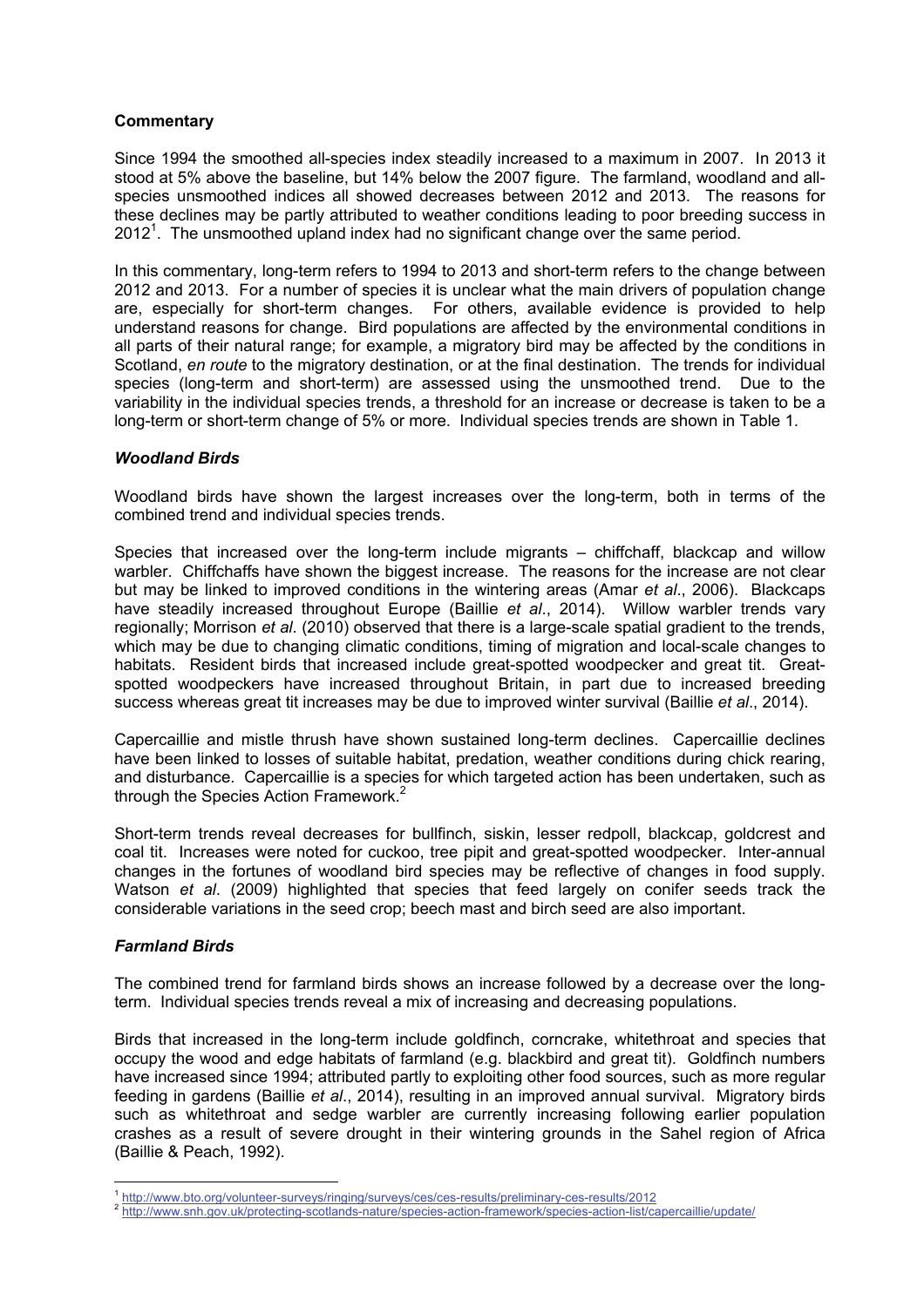## Commentary

Since 1994 the smoothed all-species index steadily increased to a maximum in 2007. In 2013 it stood at 5% above the baseline, but 14% below the 2007 figure. The farmland, woodland and all-species unsmoothed indices all showed decreases between 2012 and 2013. The reasons for these declines may be partly attributed to weather conditions leading to poor breeding success in 2012[1]. The unsmoothed upland index had no significant change over the same period.

In this commentary, long-term refers to 1994 to 2013 and short-term refers to the change between 2012 and 2013. For a number of species it is unclear what the main drivers of population change are, especially for short-term changes. For others, available evidence is provided to help understand reasons for change. Bird populations are affected by the environmental conditions in all parts of their natural range; for example, a migratory bird may be affected by the conditions in Scotland, *en route* to the migratory destination, or at the final destination. The trends for individual species (long-term and short-term) are assessed using the unsmoothed trend. Due to the variability in the individual species trends, a threshold for an increase or decrease is taken to be a long-term or short-term change of 5% or more. Individual species trends are shown in Table 1.

### *Woodland Birds*

Woodland birds have shown the largest increases over the long-term, both in terms of the combined trend and individual species trends.

Species that increased over the long-term include migrants – chiffchaff, blackcap and willow warbler. Chiffchaffs have shown the biggest increase. The reasons for the increase are not clear but may be linked to improved conditions in the wintering areas (Amar *et al*., 2006). Blackcaps have steadily increased throughout Europe (Baillie *et al*., 2014). Willow warbler trends vary regionally; Morrison *et al*. (2010) observed that there is a large-scale spatial gradient to the trends, which may be due to changing climatic conditions, timing of migration and local-scale changes to habitats. Resident birds that increased include great-spotted woodpecker and great tit. Great-spotted woodpeckers have increased throughout Britain, in part due to increased breeding success whereas great tit increases may be due to improved winter survival (Baillie *et al*., 2014).

Capercaillie and mistle thrush have shown sustained long-term declines. Capercaillie declines have been linked to losses of suitable habitat, predation, weather conditions during chick rearing, and disturbance. Capercaillie is a species for which targeted action has been undertaken, such as through the Species Action Framework.[2]

Short-term trends reveal decreases for bullfinch, siskin, lesser redpoll, blackcap, goldcrest and coal tit. Increases were noted for cuckoo, tree pipit and great-spotted woodpecker. Inter-annual changes in the fortunes of woodland bird species may be reflective of changes in food supply. Watson *et al*. (2009) highlighted that species that feed largely on conifer seeds track the considerable variations in the seed crop; beech mast and birch seed are also important.

### *Farmland Birds*

The combined trend for farmland birds shows an increase followed by a decrease over the long-term. Individual species trends reveal a mix of increasing and decreasing populations.

Birds that increased in the long-term include goldfinch, corncrake, whitethroat and species that occupy the wood and edge habitats of farmland (e.g. blackbird and great tit). Goldfinch numbers have increased since 1994; attributed partly to exploiting other food sources, such as more regular feeding in gardens (Baillie *et al*., 2014), resulting in an improved annual survival. Migratory birds such as whitethroat and sedge warbler are currently increasing following earlier population crashes as a result of severe drought in their wintering grounds in the Sahel region of Africa (Baillie & Peach, 1992).

---

[1] http://www.bto.org/volunteer-surveys/ringing/surveys/ces/ces-results/preliminary-ces-results/2012

[2] http://www.snh.gov.uk/protecting-scotlands-nature/species-action-framework/species-action-list/capercaillie/update/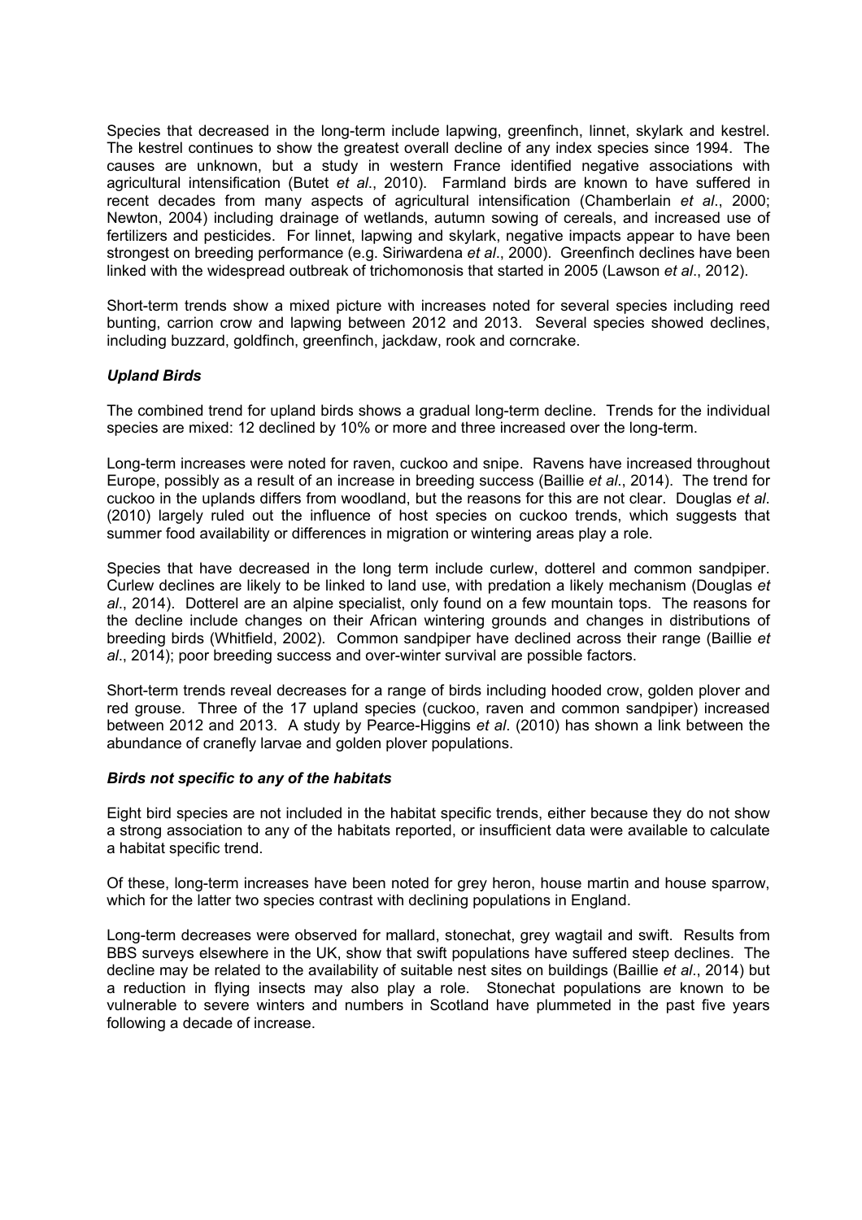Species that decreased in the long-term include lapwing, greenfinch, linnet, skylark and kestrel. The kestrel continues to show the greatest overall decline of any index species since 1994. The causes are unknown, but a study in western France identified negative associations with agricultural intensification (Butet *et al*., 2010). Farmland birds are known to have suffered in recent decades from many aspects of agricultural intensification (Chamberlain *et al*., 2000; Newton, 2004) including drainage of wetlands, autumn sowing of cereals, and increased use of fertilizers and pesticides. For linnet, lapwing and skylark, negative impacts appear to have been strongest on breeding performance (e.g. Siriwardena *et al*., 2000). Greenfinch declines have been linked with the widespread outbreak of trichomonosis that started in 2005 (Lawson *et al*., 2012).

Short-term trends show a mixed picture with increases noted for several species including reed bunting, carrion crow and lapwing between 2012 and 2013. Several species showed declines, including buzzard, goldfinch, greenfinch, jackdaw, rook and corncrake.

### *Upland Birds*

The combined trend for upland birds shows a gradual long-term decline. Trends for the individual species are mixed: 12 declined by 10% or more and three increased over the long-term.

Long-term increases were noted for raven, cuckoo and snipe. Ravens have increased throughout Europe, possibly as a result of an increase in breeding success (Baillie *et al*., 2014). The trend for cuckoo in the uplands differs from woodland, but the reasons for this are not clear. Douglas *et al*. (2010) largely ruled out the influence of host species on cuckoo trends, which suggests that summer food availability or differences in migration or wintering areas play a role.

Species that have decreased in the long term include curlew, dotterel and common sandpiper. Curlew declines are likely to be linked to land use, with predation a likely mechanism (Douglas *et al*., 2014). Dotterel are an alpine specialist, only found on a few mountain tops. The reasons for the decline include changes on their African wintering grounds and changes in distributions of breeding birds (Whitfield, 2002). Common sandpiper have declined across their range (Baillie *et al*., 2014); poor breeding success and over-winter survival are possible factors.

Short-term trends reveal decreases for a range of birds including hooded crow, golden plover and red grouse. Three of the 17 upland species (cuckoo, raven and common sandpiper) increased between 2012 and 2013. A study by Pearce-Higgins *et al*. (2010) has shown a link between the abundance of cranefly larvae and golden plover populations.

### *Birds not specific to any of the habitats*

Eight bird species are not included in the habitat specific trends, either because they do not show a strong association to any of the habitats reported, or insufficient data were available to calculate a habitat specific trend.

Of these, long-term increases have been noted for grey heron, house martin and house sparrow, which for the latter two species contrast with declining populations in England.

Long-term decreases were observed for mallard, stonechat, grey wagtail and swift. Results from BBS surveys elsewhere in the UK, show that swift populations have suffered steep declines. The decline may be related to the availability of suitable nest sites on buildings (Baillie *et al*., 2014) but a reduction in flying insects may also play a role. Stonechat populations are known to be vulnerable to severe winters and numbers in Scotland have plummeted in the past five years following a decade of increase.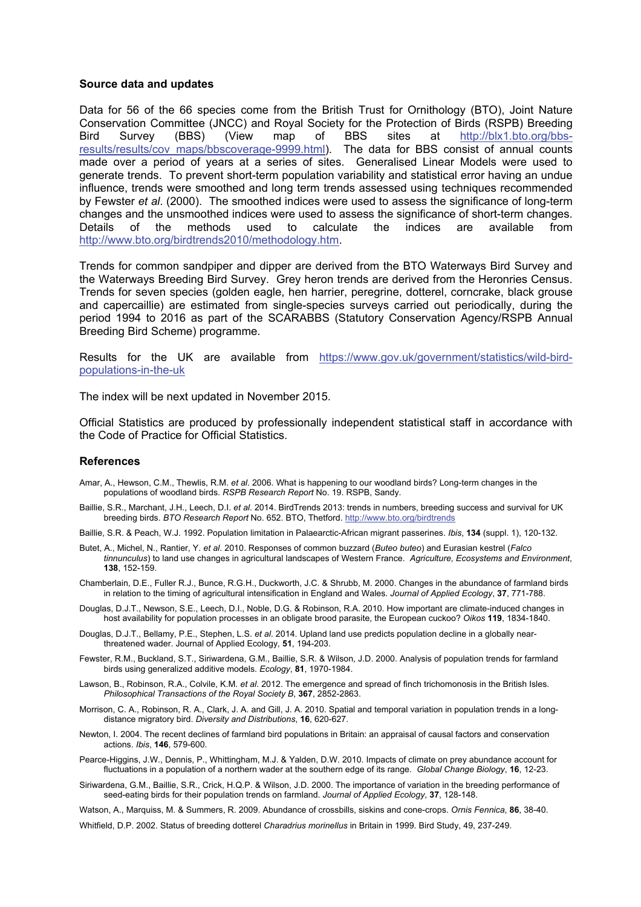### Source data and updates

Data for 56 of the 66 species come from the British Trust for Ornithology (BTO), Joint Nature Conservation Committee (JNCC) and Royal Society for the Protection of Birds (RSPB) Breeding Bird Survey (BBS) (View map of BBS sites at http://blx1.bto.org/bbs-results/results/cov_maps/bbscoverage-9999.html). The data for BBS consist of annual counts made over a period of years at a series of sites. Generalised Linear Models were used to generate trends. To prevent short-term population variability and statistical error having an undue influence, trends were smoothed and long term trends assessed using techniques recommended by Fewster *et al*. (2000). The smoothed indices were used to assess the significance of long-term changes and the unsmoothed indices were used to assess the significance of short-term changes. Details of the methods used to calculate the indices are available from http://www.bto.org/birdtrends2010/methodology.htm.

Trends for common sandpiper and dipper are derived from the BTO Waterways Bird Survey and the Waterways Breeding Bird Survey. Grey heron trends are derived from the Heronries Census. Trends for seven species (golden eagle, hen harrier, peregrine, dotterel, corncrake, black grouse and capercaillie) are estimated from single-species surveys carried out periodically, during the period 1994 to 2016 as part of the SCARABBS (Statutory Conservation Agency/RSPB Annual Breeding Bird Scheme) programme.

Results for the UK are available from https://www.gov.uk/government/statistics/wild-bird-populations-in-the-uk

The index will be next updated in November 2015.

Official Statistics are produced by professionally independent statistical staff in accordance with the Code of Practice for Official Statistics.

### References

Amar, A., Hewson, C.M., Thewlis, R.M. *et al*. 2006. What is happening to our woodland birds? Long-term changes in the populations of woodland birds. *RSPB Research Report* No. 19. RSPB, Sandy.

Baillie, S.R., Marchant, J.H., Leech, D.I. *et al*. 2014. BirdTrends 2013: trends in numbers, breeding success and survival for UK breeding birds. *BTO Research Report* No. 652. BTO, Thetford. http://www.bto.org/birdtrends

Baillie, S.R. & Peach, W.J. 1992. Population limitation in Palaearctic-African migrant passerines. *Ibis*, **134** (suppl. 1), 120-132.

Butet, A., Michel, N., Rantier, Y. *et al*. 2010. Responses of common buzzard (*Buteo buteo*) and Eurasian kestrel (*Falco tinnunculus*) to land use changes in agricultural landscapes of Western France. *Agriculture, Ecosystems and Environment*, **138**, 152-159.

Chamberlain, D.E., Fuller R.J., Bunce, R.G.H., Duckworth, J.C. & Shrubb, M. 2000. Changes in the abundance of farmland birds in relation to the timing of agricultural intensification in England and Wales. *Journal of Applied Ecology*, **37**, 771-788.

Douglas, D.J.T., Newson, S.E., Leech, D.I., Noble, D.G. & Robinson, R.A. 2010. How important are climate-induced changes in host availability for population processes in an obligate brood parasite, the European cuckoo? *Oikos* **119**, 1834-1840.

Douglas, D.J.T., Bellamy, P.E., Stephen, L.S. *et al*. 2014. Upland land use predicts population decline in a globally near-threatened wader. Journal of Applied Ecology, **51**, 194-203.

Fewster, R.M., Buckland, S.T., Siriwardena, G.M., Baillie, S.R. & Wilson, J.D. 2000. Analysis of population trends for farmland birds using generalized additive models. *Ecology*, **81**, 1970-1984.

Lawson, B., Robinson, R.A., Colvile, K.M. *et al*. 2012. The emergence and spread of finch trichomonosis in the British Isles. *Philosophical Transactions of the Royal Society B*, **367**, 2852-2863.

Morrison, C. A., Robinson, R. A., Clark, J. A. and Gill, J. A. 2010. Spatial and temporal variation in population trends in a long-distance migratory bird. *Diversity and Distributions*, **16**, 620-627.

Newton, I. 2004. The recent declines of farmland bird populations in Britain: an appraisal of causal factors and conservation actions. *Ibis*, **146**, 579-600.

Pearce-Higgins, J.W., Dennis, P., Whittingham, M.J. & Yalden, D.W. 2010. Impacts of climate on prey abundance account for fluctuations in a population of a northern wader at the southern edge of its range. *Global Change Biology*, **16**, 12-23.

Siriwardena, G.M., Baillie, S.R., Crick, H.Q.P. & Wilson, J.D. 2000. The importance of variation in the breeding performance of seed-eating birds for their population trends on farmland. *Journal of Applied Ecology*, **37**, 128-148.

Watson, A., Marquiss, M. & Summers, R. 2009. Abundance of crossbills, siskins and cone-crops. *Ornis Fennica*, **86**, 38-40.

Whitfield, D.P. 2002. Status of breeding dotterel *Charadrius morinellus* in Britain in 1999. Bird Study, 49, 237-249.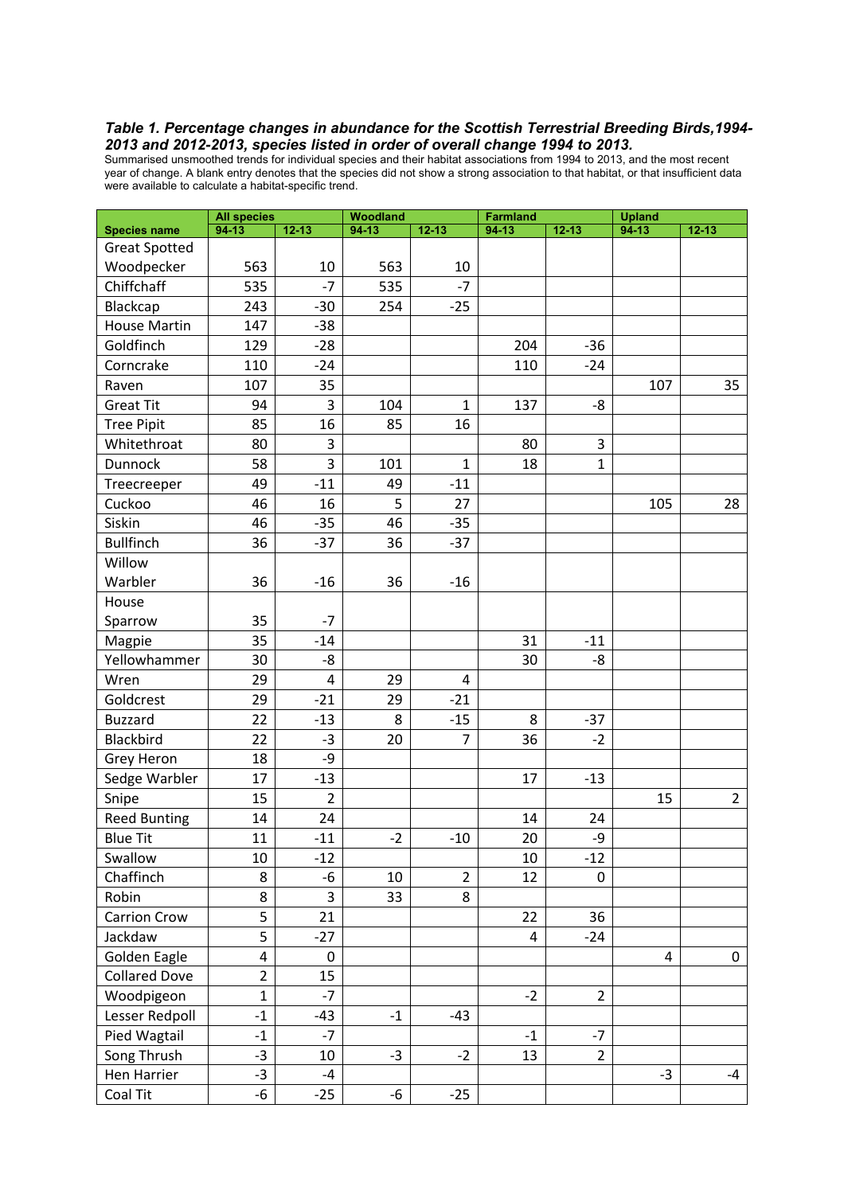**_Table 1. Percentage changes in abundance for the Scottish Terrestrial Breeding Birds,1994-2013 and 2012-2013, species listed in order of overall change 1994 to 2013._**

Summarised unsmoothed trends for individual species and their habitat associations from 1994 to 2013, and the most recent year of change. A blank entry denotes that the species did not show a strong association to that habitat, or that insufficient data were available to calculate a habitat-specific trend.

| | All species | | Woodland | | Farmland | | Upland | |
|---|---|---|---|---|---|---|---|---|
| **Species name** | **94-13** | **12-13** | **94-13** | **12-13** | **94-13** | **12-13** | **94-13** | **12-13** |
| Great Spotted Woodpecker | 563 | 10 | 563 | 10 | | | | |
| Chiffchaff | 535 | -7 | 535 | -7 | | | | |
| Blackcap | 243 | -30 | 254 | -25 | | | | |
| House Martin | 147 | -38 | | | | | | |
| Goldfinch | 129 | -28 | | | 204 | -36 | | |
| Corncrake | 110 | -24 | | | 110 | -24 | | |
| Raven | 107 | 35 | | | | | 107 | 35 |
| Great Tit | 94 | 3 | 104 | 1 | 137 | -8 | | |
| Tree Pipit | 85 | 16 | 85 | 16 | | | | |
| Whitethroat | 80 | 3 | | | 80 | 3 | | |
| Dunnock | 58 | 3 | 101 | 1 | 18 | 1 | | |
| Treecreeper | 49 | -11 | 49 | -11 | | | | |
| Cuckoo | 46 | 16 | 5 | 27 | | | 105 | 28 |
| Siskin | 46 | -35 | 46 | -35 | | | | |
| Bullfinch | 36 | -37 | 36 | -37 | | | | |
| Willow Warbler | 36 | -16 | 36 | -16 | | | | |
| House Sparrow | 35 | -7 | | | | | | |
| Magpie | 35 | -14 | | | 31 | -11 | | |
| Yellowhammer | 30 | -8 | | | 30 | -8 | | |
| Wren | 29 | 4 | 29 | 4 | | | | |
| Goldcrest | 29 | -21 | 29 | -21 | | | | |
| Buzzard | 22 | -13 | 8 | -15 | 8 | -37 | | |
| Blackbird | 22 | -3 | 20 | 7 | 36 | -2 | | |
| Grey Heron | 18 | -9 | | | | | | |
| Sedge Warbler | 17 | -13 | | | 17 | -13 | | |
| Snipe | 15 | 2 | | | | | 15 | 2 |
| Reed Bunting | 14 | 24 | | | 14 | 24 | | |
| Blue Tit | 11 | -11 | -2 | -10 | 20 | -9 | | |
| Swallow | 10 | -12 | | | 10 | -12 | | |
| Chaffinch | 8 | -6 | 10 | 2 | 12 | 0 | | |
| Robin | 8 | 3 | 33 | 8 | | | | |
| Carrion Crow | 5 | 21 | | | 22 | 36 | | |
| Jackdaw | 5 | -27 | | | 4 | -24 | | |
| Golden Eagle | 4 | 0 | | | | | 4 | 0 |
| Collared Dove | 2 | 15 | | | | | | |
| Woodpigeon | 1 | -7 | | | -2 | 2 | | |
| Lesser Redpoll | -1 | -43 | -1 | -43 | | | | |
| Pied Wagtail | -1 | -7 | | | -1 | -7 | | |
| Song Thrush | -3 | 10 | -3 | -2 | 13 | 2 | | |
| Hen Harrier | -3 | -4 | | | | | -3 | -4 |
| Coal Tit | -6 | -25 | -6 | -25 | | | | |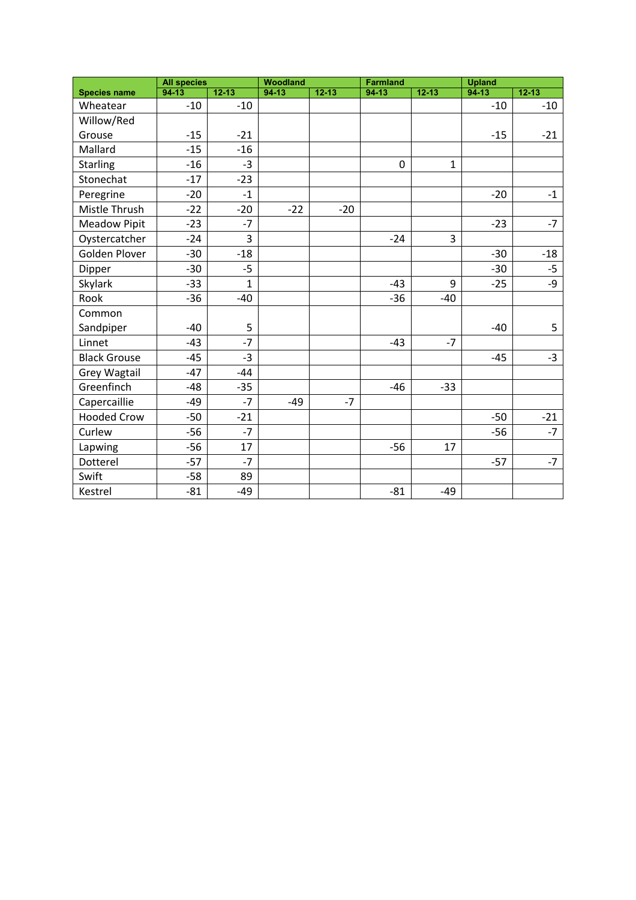| Species name | All species | | Woodland | | Farmland | | Upland | |
|---|---|---|---|---|---|---|---|---|
| | 94-13 | 12-13 | 94-13 | 12-13 | 94-13 | 12-13 | 94-13 | 12-13 |
| Wheatear | -10 | -10 | | | | | -10 | -10 |
| Willow/Red Grouse | -15 | -21 | | | | | -15 | -21 |
| Mallard | -15 | -16 | | | | | | |
| Starling | -16 | -3 | | | 0 | 1 | | |
| Stonechat | -17 | -23 | | | | | | |
| Peregrine | -20 | -1 | | | | | -20 | -1 |
| Mistle Thrush | -22 | -20 | -22 | -20 | | | | |
| Meadow Pipit | -23 | -7 | | | | | -23 | -7 |
| Oystercatcher | -24 | 3 | | | -24 | 3 | | |
| Golden Plover | -30 | -18 | | | | | -30 | -18 |
| Dipper | -30 | -5 | | | | | -30 | -5 |
| Skylark | -33 | 1 | | | -43 | 9 | -25 | -9 |
| Rook | -36 | -40 | | | -36 | -40 | | |
| Common Sandpiper | -40 | 5 | | | | | -40 | 5 |
| Linnet | -43 | -7 | | | -43 | -7 | | |
| Black Grouse | -45 | -3 | | | | | -45 | -3 |
| Grey Wagtail | -47 | -44 | | | | | | |
| Greenfinch | -48 | -35 | | | -46 | -33 | | |
| Capercaillie | -49 | -7 | -49 | -7 | | | | |
| Hooded Crow | -50 | -21 | | | | | -50 | -21 |
| Curlew | -56 | -7 | | | | | -56 | -7 |
| Lapwing | -56 | 17 | | | -56 | 17 | | |
| Dotterel | -57 | -7 | | | | | -57 | -7 |
| Swift | -58 | 89 | | | | | | |
| Kestrel | -81 | -49 | | | -81 | -49 | | |